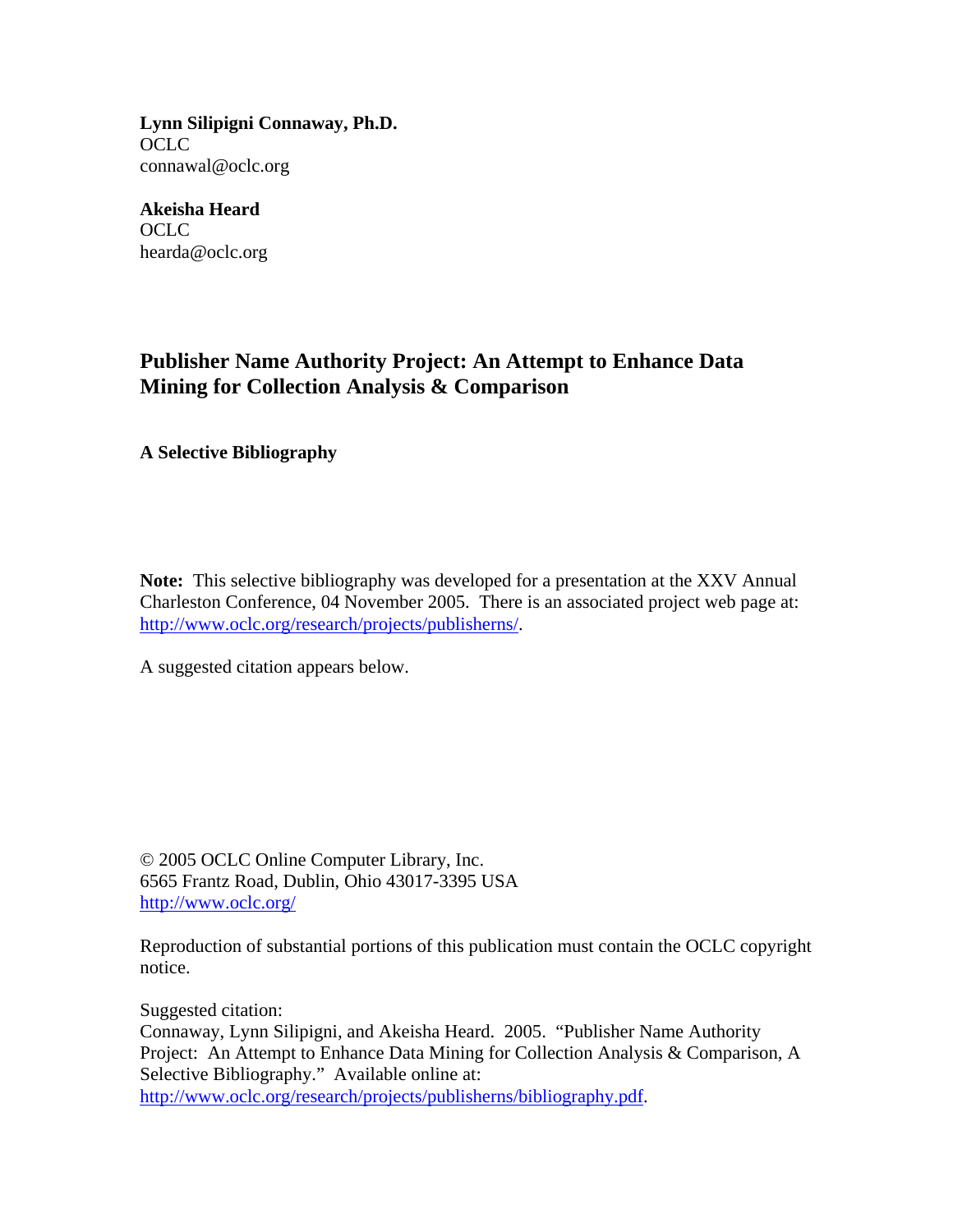**Lynn Silipigni Connaway, Ph.D.**
OCLC
connawal@oclc.org

**Akeisha Heard**
OCLC
hearda@oclc.org

# Publisher Name Authority Project: An Attempt to Enhance Data Mining for Collection Analysis & Comparison

**A Selective Bibliography**

**Note:** This selective bibliography was developed for a presentation at the XXV Annual Charleston Conference, 04 November 2005. There is an associated project web page at: http://www.oclc.org/research/projects/publisherns/.

A suggested citation appears below.

© 2005 OCLC Online Computer Library, Inc.
6565 Frantz Road, Dublin, Ohio 43017-3395 USA
http://www.oclc.org/

Reproduction of substantial portions of this publication must contain the OCLC copyright notice.

Suggested citation:
Connaway, Lynn Silipigni, and Akeisha Heard. 2005. "Publisher Name Authority Project: An Attempt to Enhance Data Mining for Collection Analysis & Comparison, A Selective Bibliography." Available online at: http://www.oclc.org/research/projects/publisherns/bibliography.pdf.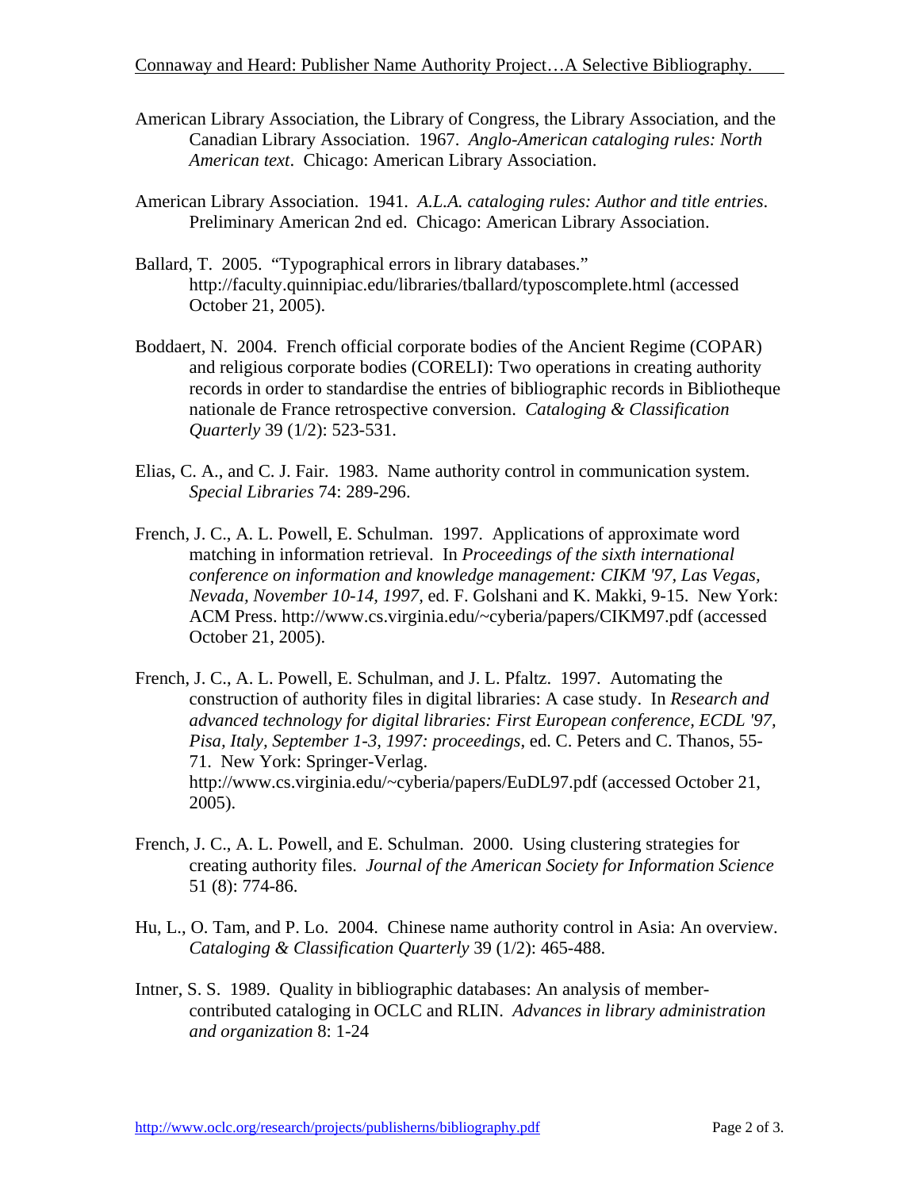American Library Association, the Library of Congress, the Library Association, and the Canadian Library Association. 1967. *Anglo-American cataloging rules: North American text*. Chicago: American Library Association.

American Library Association. 1941. *A.L.A. cataloging rules: Author and title entries*. Preliminary American 2nd ed. Chicago: American Library Association.

Ballard, T. 2005. "Typographical errors in library databases." http://faculty.quinnipiac.edu/libraries/tballard/typoscomplete.html (accessed October 21, 2005).

Boddaert, N. 2004. French official corporate bodies of the Ancient Regime (COPAR) and religious corporate bodies (CORELI): Two operations in creating authority records in order to standardise the entries of bibliographic records in Bibliotheque nationale de France retrospective conversion. *Cataloging & Classification Quarterly* 39 (1/2): 523-531.

Elias, C. A., and C. J. Fair. 1983. Name authority control in communication system. *Special Libraries* 74: 289-296.

French, J. C., A. L. Powell, E. Schulman. 1997. Applications of approximate word matching in information retrieval. In *Proceedings of the sixth international conference on information and knowledge management: CIKM '97, Las Vegas, Nevada, November 10-14, 1997*, ed. F. Golshani and K. Makki, 9-15. New York: ACM Press. http://www.cs.virginia.edu/~cyberia/papers/CIKM97.pdf (accessed October 21, 2005).

French, J. C., A. L. Powell, E. Schulman, and J. L. Pfaltz. 1997. Automating the construction of authority files in digital libraries: A case study. In *Research and advanced technology for digital libraries: First European conference, ECDL '97, Pisa, Italy, September 1-3, 1997: proceedings*, ed. C. Peters and C. Thanos, 55-71. New York: Springer-Verlag. http://www.cs.virginia.edu/~cyberia/papers/EuDL97.pdf (accessed October 21, 2005).

French, J. C., A. L. Powell, and E. Schulman. 2000. Using clustering strategies for creating authority files. *Journal of the American Society for Information Science* 51 (8): 774-86.

Hu, L., O. Tam, and P. Lo. 2004. Chinese name authority control in Asia: An overview. *Cataloging & Classification Quarterly* 39 (1/2): 465-488.

Intner, S. S. 1989. Quality in bibliographic databases: An analysis of member-contributed cataloging in OCLC and RLIN. *Advances in library administration and organization* 8: 1-24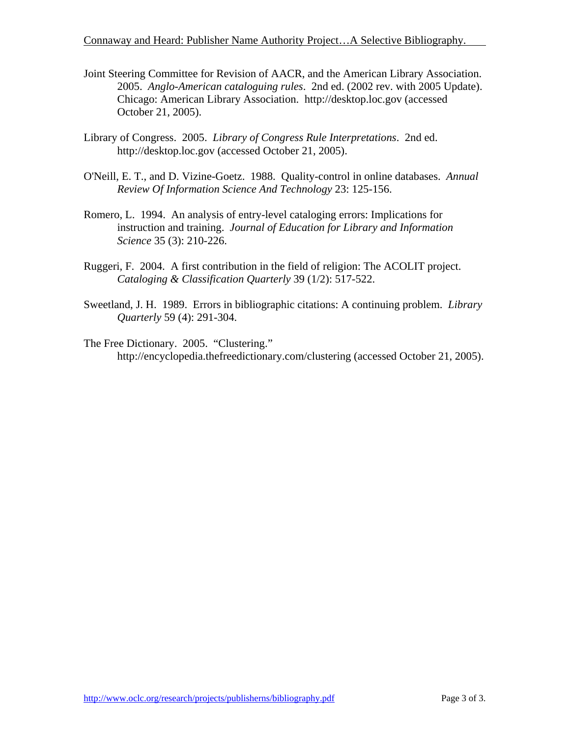Joint Steering Committee for Revision of AACR, and the American Library Association. 2005. *Anglo-American cataloguing rules*. 2nd ed. (2002 rev. with 2005 Update). Chicago: American Library Association. http://desktop.loc.gov (accessed October 21, 2005).

Library of Congress. 2005. *Library of Congress Rule Interpretations*. 2nd ed. http://desktop.loc.gov (accessed October 21, 2005).

O'Neill, E. T., and D. Vizine-Goetz. 1988. Quality-control in online databases. *Annual Review Of Information Science And Technology* 23: 125-156.

Romero, L. 1994. An analysis of entry-level cataloging errors: Implications for instruction and training. *Journal of Education for Library and Information Science* 35 (3): 210-226.

Ruggeri, F. 2004. A first contribution in the field of religion: The ACOLIT project. *Cataloging & Classification Quarterly* 39 (1/2): 517-522.

Sweetland, J. H. 1989. Errors in bibliographic citations: A continuing problem. *Library Quarterly* 59 (4): 291-304.

The Free Dictionary. 2005. "Clustering." http://encyclopedia.thefreedictionary.com/clustering (accessed October 21, 2005).